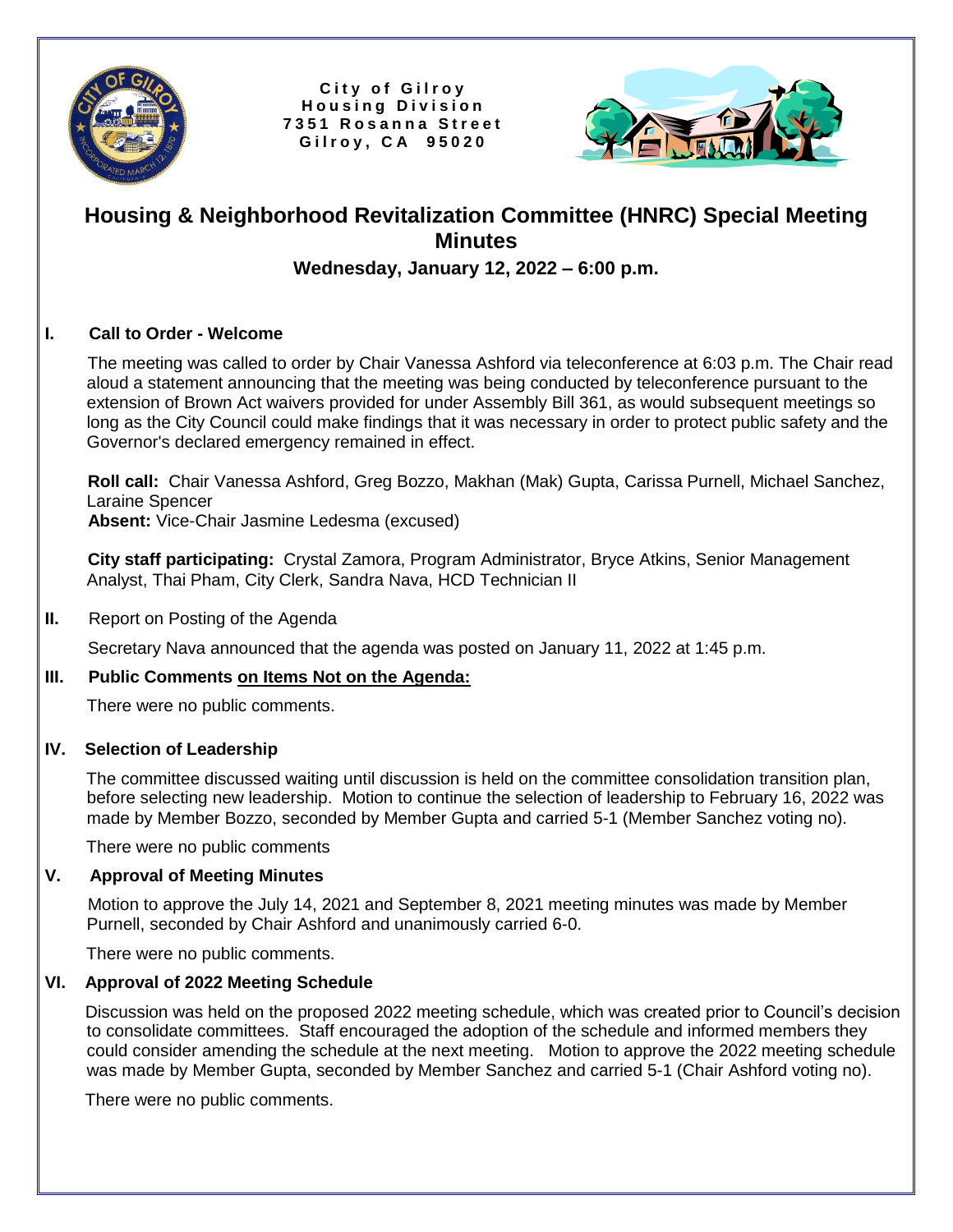City of Gilroy
Housing Division
7351 Rosanna Street
Gilroy, CA 95020

# Housing & Neighborhood Revitalization Committee (HNRC) Special Meeting Minutes

**Wednesday, January 12, 2022 – 6:00 p.m.**

## I. Call to Order - Welcome

The meeting was called to order by Chair Vanessa Ashford via teleconference at 6:03 p.m. The Chair read aloud a statement announcing that the meeting was being conducted by teleconference pursuant to the extension of Brown Act waivers provided for under Assembly Bill 361, as would subsequent meetings so long as the City Council could make findings that it was necessary in order to protect public safety and the Governor's declared emergency remained in effect.

**Roll call:** Chair Vanessa Ashford, Greg Bozzo, Makhan (Mak) Gupta, Carissa Purnell, Michael Sanchez, Laraine Spencer
**Absent:** Vice-Chair Jasmine Ledesma (excused)

**City staff participating:** Crystal Zamora, Program Administrator, Bryce Atkins, Senior Management Analyst, Thai Pham, City Clerk, Sandra Nava, HCD Technician II

## II. Report on Posting of the Agenda

Secretary Nava announced that the agenda was posted on January 11, 2022 at 1:45 p.m.

## III. Public Comments on Items Not on the Agenda:

There were no public comments.

## IV. Selection of Leadership

The committee discussed waiting until discussion is held on the committee consolidation transition plan, before selecting new leadership. Motion to continue the selection of leadership to February 16, 2022 was made by Member Bozzo, seconded by Member Gupta and carried 5-1 (Member Sanchez voting no).

There were no public comments

## V. Approval of Meeting Minutes

Motion to approve the July 14, 2021 and September 8, 2021 meeting minutes was made by Member Purnell, seconded by Chair Ashford and unanimously carried 6-0.

There were no public comments.

## VI. Approval of 2022 Meeting Schedule

Discussion was held on the proposed 2022 meeting schedule, which was created prior to Council's decision to consolidate committees. Staff encouraged the adoption of the schedule and informed members they could consider amending the schedule at the next meeting. Motion to approve the 2022 meeting schedule was made by Member Gupta, seconded by Member Sanchez and carried 5-1 (Chair Ashford voting no).

There were no public comments.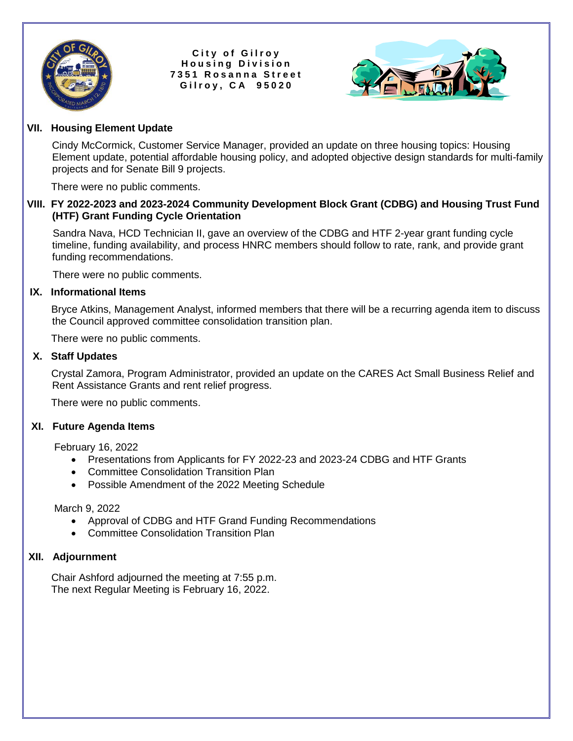City of Gilroy
Housing Division
7351 Rosanna Street
Gilroy, CA 95020

## VII. Housing Element Update

Cindy McCormick, Customer Service Manager, provided an update on three housing topics: Housing Element update, potential affordable housing policy, and adopted objective design standards for multi-family projects and for Senate Bill 9 projects.

There were no public comments.

## VIII. FY 2022-2023 and 2023-2024 Community Development Block Grant (CDBG) and Housing Trust Fund (HTF) Grant Funding Cycle Orientation

Sandra Nava, HCD Technician II, gave an overview of the CDBG and HTF 2-year grant funding cycle timeline, funding availability, and process HNRC members should follow to rate, rank, and provide grant funding recommendations.

There were no public comments.

## IX. Informational Items

Bryce Atkins, Management Analyst, informed members that there will be a recurring agenda item to discuss the Council approved committee consolidation transition plan.

There were no public comments.

## X. Staff Updates

Crystal Zamora, Program Administrator, provided an update on the CARES Act Small Business Relief and Rent Assistance Grants and rent relief progress.

There were no public comments.

## XI. Future Agenda Items

February 16, 2022

- Presentations from Applicants for FY 2022-23 and 2023-24 CDBG and HTF Grants
- Committee Consolidation Transition Plan
- Possible Amendment of the 2022 Meeting Schedule

March 9, 2022

- Approval of CDBG and HTF Grand Funding Recommendations
- Committee Consolidation Transition Plan

## XII. Adjournment

Chair Ashford adjourned the meeting at 7:55 p.m.
The next Regular Meeting is February 16, 2022.